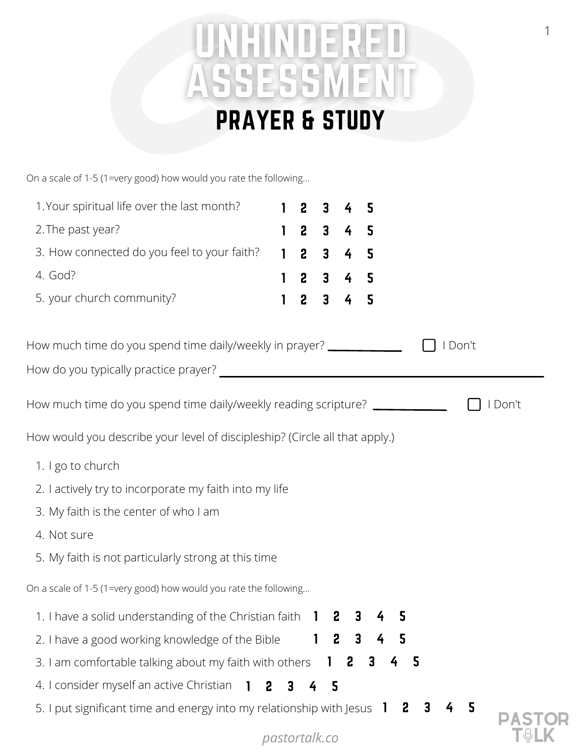# UNHINDERED ASSESSMENT

## PRAYER & STUDY

On a scale of 1-5 (1=very good) how would you rate the following...

1. Your spiritual life over the last month? 1 2 3 4 5
2. The past year? 1 2 3 4 5
3. How connected do you feel to your faith? 1 2 3 4 5
4. God? 1 2 3 4 5
5. your church community? 1 2 3 4 5

How much time do you spend time daily/weekly in prayer? ____________ ☐ I Don't

How do you typically practice prayer? ______________________________________________

How much time do you spend time daily/weekly reading scripture? ____________ ☐ I Don't

How would you describe your level of discipleship? (Circle all that apply.)

1. I go to church
2. I actively try to incorporate my faith into my life
3. My faith is the center of who I am
4. Not sure
5. My faith is not particularly strong at this time

On a scale of 1-5 (1=very good) how would you rate the following...

1. I have a solid understanding of the Christian faith 1 2 3 4 5
2. I have a good working knowledge of the Bible 1 2 3 4 5
3. I am comfortable talking about my faith with others 1 2 3 4 5
4. I consider myself an active Christian 1 2 3 4 5
5. I put significant time and energy into my relationship with Jesus 1 2 3 4 5

*pastortalk.co*

PASTOR TALK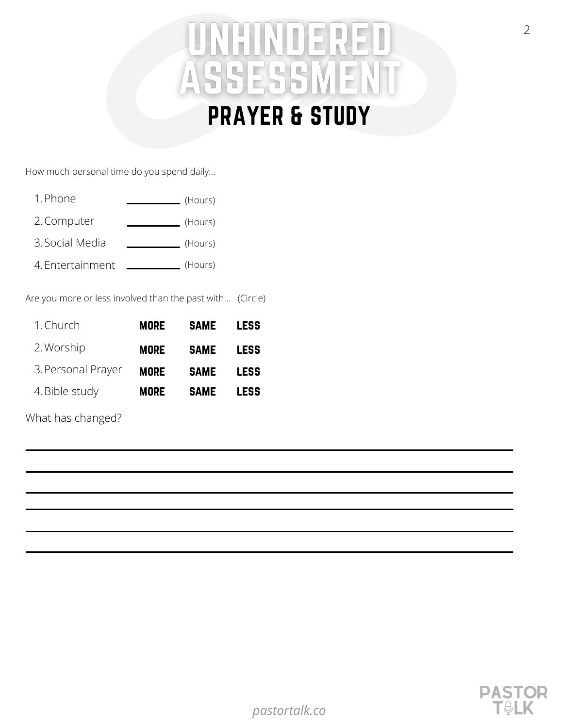# UNHINDERED ASSESSMENT

## PRAYER & STUDY

How much personal time do you spend daily...

1. Phone ________ (Hours)
2. Computer ________ (Hours)
3. Social Media ________ (Hours)
4. Entertainment ________ (Hours)

Are you more or less involved than the past with... (Circle)

1. Church **MORE SAME LESS**
2. Worship **MORE SAME LESS**
3. Personal Prayer **MORE SAME LESS**
4. Bible study **MORE SAME LESS**

What has changed?

_______________________________________________

_______________________________________________

_______________________________________________

_______________________________________________

_______________________________________________

_______________________________________________

*pastortalk.co*

PASTOR TALK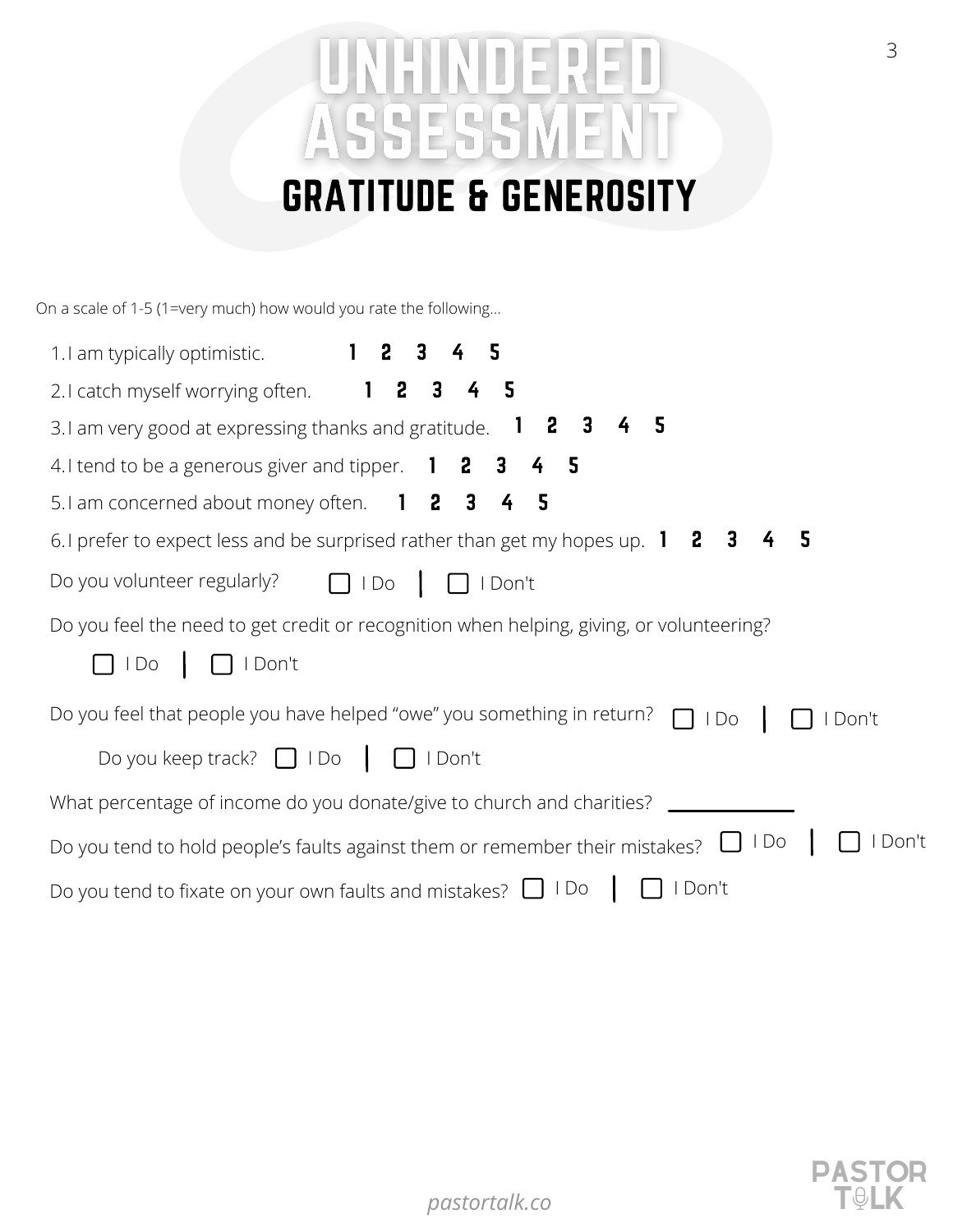# UNHINDERED ASSESSMENT

## GRATITUDE & GENEROSITY

On a scale of 1-5 (1=very much) how would you rate the following...

1. I am typically optimistic. 1 2 3 4 5
2. I catch myself worrying often. 1 2 3 4 5
3. I am very good at expressing thanks and gratitude. 1 2 3 4 5
4. I tend to be a generous giver and tipper. 1 2 3 4 5
5. I am concerned about money often. 1 2 3 4 5
6. I prefer to expect less and be surprised rather than get my hopes up. 1 2 3 4 5

Do you volunteer regularly? ☐ I Do | ☐ I Don't

Do you feel the need to get credit or recognition when helping, giving, or volunteering?

☐ I Do | ☐ I Don't

Do you feel that people you have helped "owe" you something in return? ☐ I Do | ☐ I Don't

Do you keep track? ☐ I Do | ☐ I Don't

What percentage of income do you donate/give to church and charities? ____________

Do you tend to hold people's faults against them or remember their mistakes? ☐ I Do | ☐ I Don't

Do you tend to fixate on your own faults and mistakes? ☐ I Do | ☐ I Don't

*pastortalk.co*

PASTOR TALK